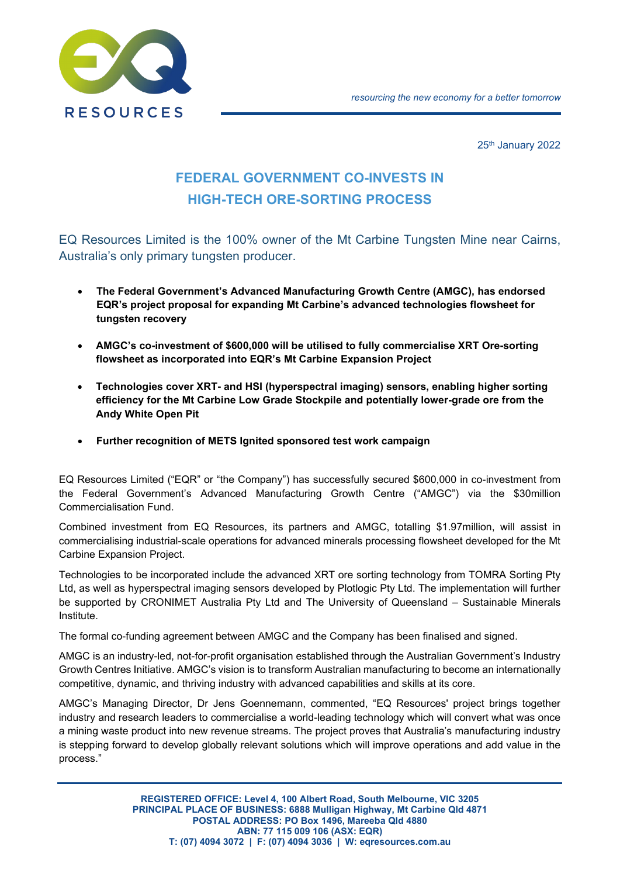*resourcing the new economy for a better tomorrow*

25th January 2022

# FEDERAL GOVERNMENT CO-INVESTS IN HIGH-TECH ORE-SORTING PROCESS

EQ Resources Limited is the 100% owner of the Mt Carbine Tungsten Mine near Cairns, Australia's only primary tungsten producer.

- **The Federal Government's Advanced Manufacturing Growth Centre (AMGC), has endorsed EQR's project proposal for expanding Mt Carbine's advanced technologies flowsheet for tungsten recovery**
- **AMGC's co-investment of $600,000 will be utilised to fully commercialise XRT Ore-sorting flowsheet as incorporated into EQR's Mt Carbine Expansion Project**
- **Technologies cover XRT- and HSI (hyperspectral imaging) sensors, enabling higher sorting efficiency for the Mt Carbine Low Grade Stockpile and potentially lower-grade ore from the Andy White Open Pit**
- **Further recognition of METS Ignited sponsored test work campaign**

EQ Resources Limited ("EQR" or "the Company") has successfully secured $600,000 in co-investment from the Federal Government's Advanced Manufacturing Growth Centre ("AMGC") via the $30million Commercialisation Fund.

Combined investment from EQ Resources, its partners and AMGC, totalling $1.97million, will assist in commercialising industrial-scale operations for advanced minerals processing flowsheet developed for the Mt Carbine Expansion Project.

Technologies to be incorporated include the advanced XRT ore sorting technology from TOMRA Sorting Pty Ltd, as well as hyperspectral imaging sensors developed by Plotlogic Pty Ltd. The implementation will further be supported by CRONIMET Australia Pty Ltd and The University of Queensland – Sustainable Minerals Institute.

The formal co-funding agreement between AMGC and the Company has been finalised and signed.

AMGC is an industry-led, not-for-profit organisation established through the Australian Government's Industry Growth Centres Initiative. AMGC's vision is to transform Australian manufacturing to become an internationally competitive, dynamic, and thriving industry with advanced capabilities and skills at its core.

AMGC's Managing Director, Dr Jens Goennemann, commented, "EQ Resources' project brings together industry and research leaders to commercialise a world-leading technology which will convert what was once a mining waste product into new revenue streams. The project proves that Australia's manufacturing industry is stepping forward to develop globally relevant solutions which will improve operations and add value in the process."

**REGISTERED OFFICE: Level 4, 100 Albert Road, South Melbourne, VIC 3205**
**PRINCIPAL PLACE OF BUSINESS: 6888 Mulligan Highway, Mt Carbine Qld 4871**
**POSTAL ADDRESS: PO Box 1496, Mareeba Qld 4880**
**ABN: 77 115 009 106 (ASX: EQR)**
**T: (07) 4094 3072 | F: (07) 4094 3036 | W: eqresources.com.au**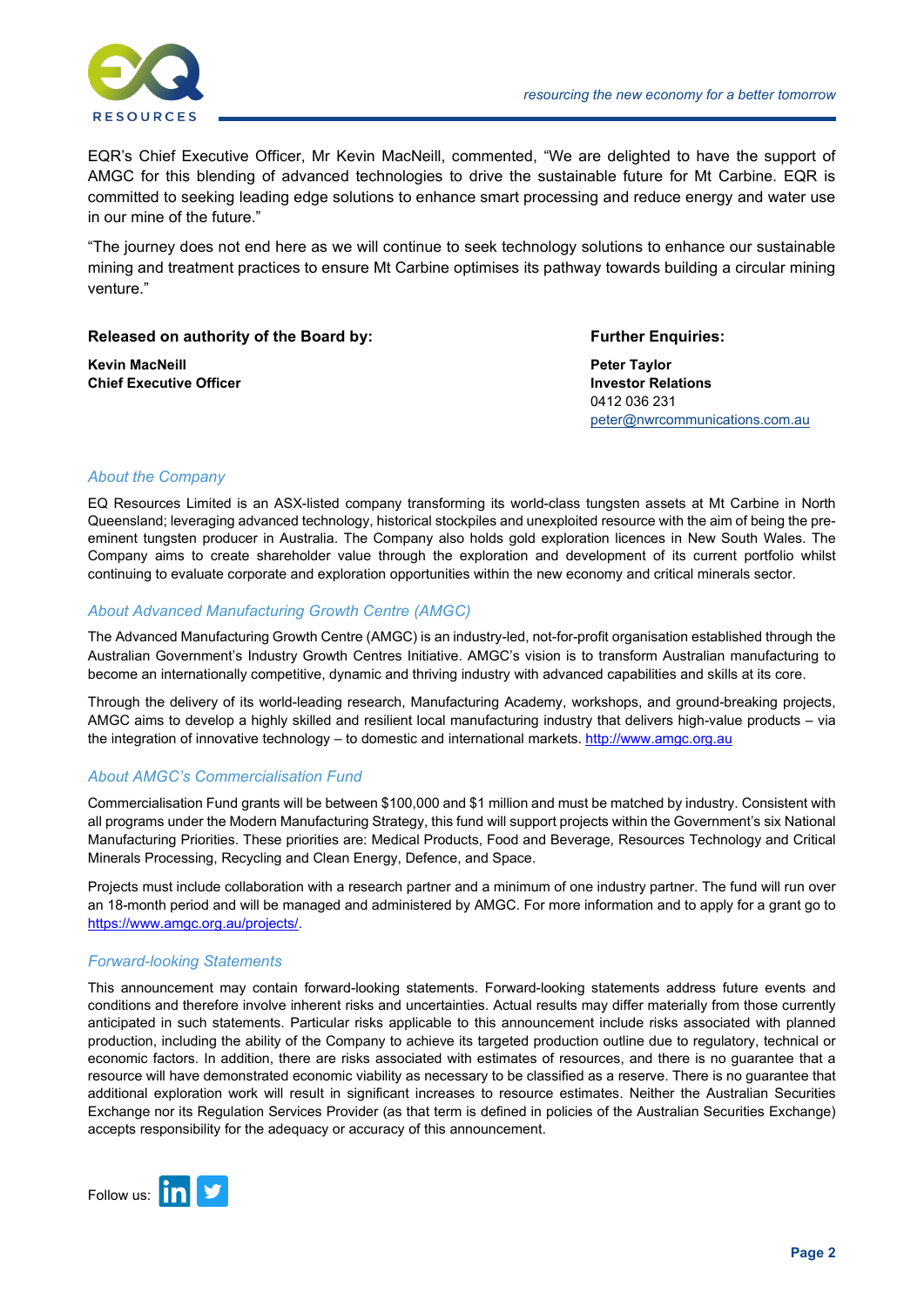EQR's Chief Executive Officer, Mr Kevin MacNeill, commented, "We are delighted to have the support of AMGC for this blending of advanced technologies to drive the sustainable future for Mt Carbine. EQR is committed to seeking leading edge solutions to enhance smart processing and reduce energy and water use in our mine of the future."

"The journey does not end here as we will continue to seek technology solutions to enhance our sustainable mining and treatment practices to ensure Mt Carbine optimises its pathway towards building a circular mining venture."

**Released on authority of the Board by:**

**Kevin MacNeill**
**Chief Executive Officer**

**Further Enquiries:**

**Peter Taylor**
**Investor Relations**
0412 036 231
peter@nwrcommunications.com.au

## *About the Company*

EQ Resources Limited is an ASX-listed company transforming its world-class tungsten assets at Mt Carbine in North Queensland; leveraging advanced technology, historical stockpiles and unexploited resource with the aim of being the pre-eminent tungsten producer in Australia. The Company also holds gold exploration licences in New South Wales. The Company aims to create shareholder value through the exploration and development of its current portfolio whilst continuing to evaluate corporate and exploration opportunities within the new economy and critical minerals sector.

## *About Advanced Manufacturing Growth Centre (AMGC)*

The Advanced Manufacturing Growth Centre (AMGC) is an industry-led, not-for-profit organisation established through the Australian Government's Industry Growth Centres Initiative. AMGC's vision is to transform Australian manufacturing to become an internationally competitive, dynamic and thriving industry with advanced capabilities and skills at its core.

Through the delivery of its world-leading research, Manufacturing Academy, workshops, and ground-breaking projects, AMGC aims to develop a highly skilled and resilient local manufacturing industry that delivers high-value products – via the integration of innovative technology – to domestic and international markets. http://www.amgc.org.au

## *About AMGC's Commercialisation Fund*

Commercialisation Fund grants will be between $100,000 and $1 million and must be matched by industry. Consistent with all programs under the Modern Manufacturing Strategy, this fund will support projects within the Government's six National Manufacturing Priorities. These priorities are: Medical Products, Food and Beverage, Resources Technology and Critical Minerals Processing, Recycling and Clean Energy, Defence, and Space.

Projects must include collaboration with a research partner and a minimum of one industry partner. The fund will run over an 18-month period and will be managed and administered by AMGC. For more information and to apply for a grant go to https://www.amgc.org.au/projects/.

## *Forward-looking Statements*

This announcement may contain forward-looking statements. Forward-looking statements address future events and conditions and therefore involve inherent risks and uncertainties. Actual results may differ materially from those currently anticipated in such statements. Particular risks applicable to this announcement include risks associated with planned production, including the ability of the Company to achieve its targeted production outline due to regulatory, technical or economic factors. In addition, there are risks associated with estimates of resources, and there is no guarantee that a resource will have demonstrated economic viability as necessary to be classified as a reserve. There is no guarantee that additional exploration work will result in significant increases to resource estimates. Neither the Australian Securities Exchange nor its Regulation Services Provider (as that term is defined in policies of the Australian Securities Exchange) accepts responsibility for the adequacy or accuracy of this announcement.

Follow us: